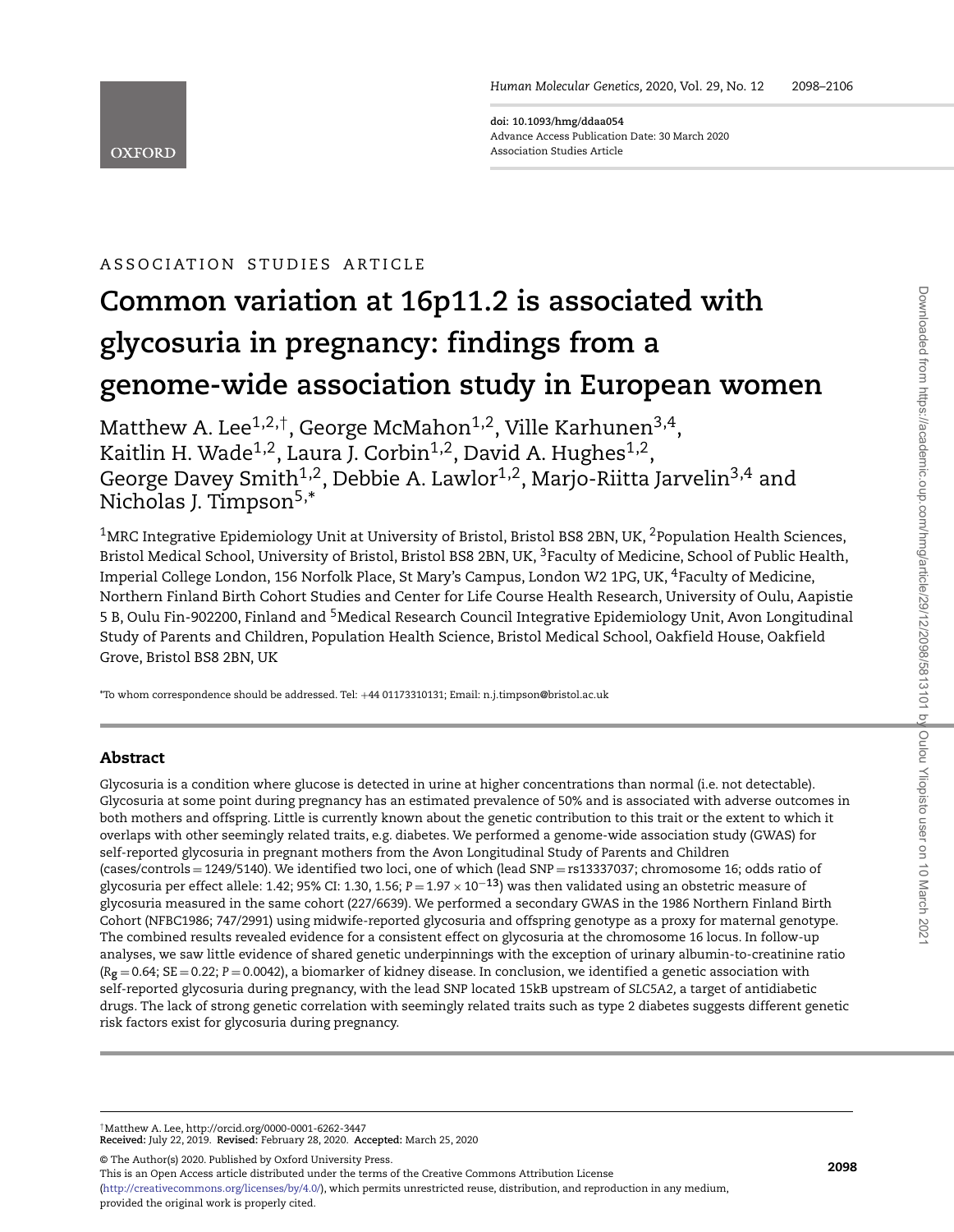ASSOCIATION STUDIES ARTICLE

# Common variation at 16p11.2 is associated with glycosuria in pregnancy: findings from a genome-wide association study in European women

Matthew A. Lee[1,2,†], George McMahon[1,2], Ville Karhunen[3,4], Kaitlin H. Wade[1,2], Laura J. Corbin[1,2], David A. Hughes[1,2], George Davey Smith[1,2], Debbie A. Lawlor[1,2], Marjo-Riitta Jarvelin[3,4] and Nicholas J. Timpson[5,*]

[1]MRC Integrative Epidemiology Unit at University of Bristol, Bristol BS8 2BN, UK, [2]Population Health Sciences, Bristol Medical School, University of Bristol, Bristol BS8 2BN, UK, [3]Faculty of Medicine, School of Public Health, Imperial College London, 156 Norfolk Place, St Mary's Campus, London W2 1PG, UK, [4]Faculty of Medicine, Northern Finland Birth Cohort Studies and Center for Life Course Health Research, University of Oulu, Aapistie 5 B, Oulu Fin-902200, Finland and [5]Medical Research Council Integrative Epidemiology Unit, Avon Longitudinal Study of Parents and Children, Population Health Science, Bristol Medical School, Oakfield House, Oakfield Grove, Bristol BS8 2BN, UK

*To whom correspondence should be addressed. Tel: +44 01173310131; Email: n.j.timpson@bristol.ac.uk

## Abstract

Glycosuria is a condition where glucose is detected in urine at higher concentrations than normal (i.e. not detectable). Glycosuria at some point during pregnancy has an estimated prevalence of 50% and is associated with adverse outcomes in both mothers and offspring. Little is currently known about the genetic contribution to this trait or the extent to which it overlaps with other seemingly related traits, e.g. diabetes. We performed a genome-wide association study (GWAS) for self-reported glycosuria in pregnant mothers from the Avon Longitudinal Study of Parents and Children (cases/controls = 1249/5140). We identified two loci, one of which (lead SNP = rs13337037; chromosome 16; odds ratio of glycosuria per effect allele: 1.42; 95% CI: 1.30, 1.56; $P = 1.97 \times 10^{-13}$) was then validated using an obstetric measure of glycosuria measured in the same cohort (227/6639). We performed a secondary GWAS in the 1986 Northern Finland Birth Cohort (NFBC1986; 747/2991) using midwife-reported glycosuria and offspring genotype as a proxy for maternal genotype. The combined results revealed evidence for a consistent effect on glycosuria at the chromosome 16 locus. In follow-up analyses, we saw little evidence of shared genetic underpinnings with the exception of urinary albumin-to-creatinine ratio ($R_g = 0.64$; SE = 0.22; $P = 0.0042$), a biomarker of kidney disease. In conclusion, we identified a genetic association with self-reported glycosuria during pregnancy, with the lead SNP located 15kB upstream of *SLC5A2*, a target of antidiabetic drugs. The lack of strong genetic correlation with seemingly related traits such as type 2 diabetes suggests different genetic risk factors exist for glycosuria during pregnancy.

†Matthew A. Lee, http://orcid.org/0000-0001-6262-3447
**Received:** July 22, 2019. **Revised:** February 28, 2020. **Accepted:** March 25, 2020

© The Author(s) 2020. Published by Oxford University Press.
This is an Open Access article distributed under the terms of the Creative Commons Attribution License (http://creativecommons.org/licenses/by/4.0/), which permits unrestricted reuse, distribution, and reproduction in any medium, provided the original work is properly cited.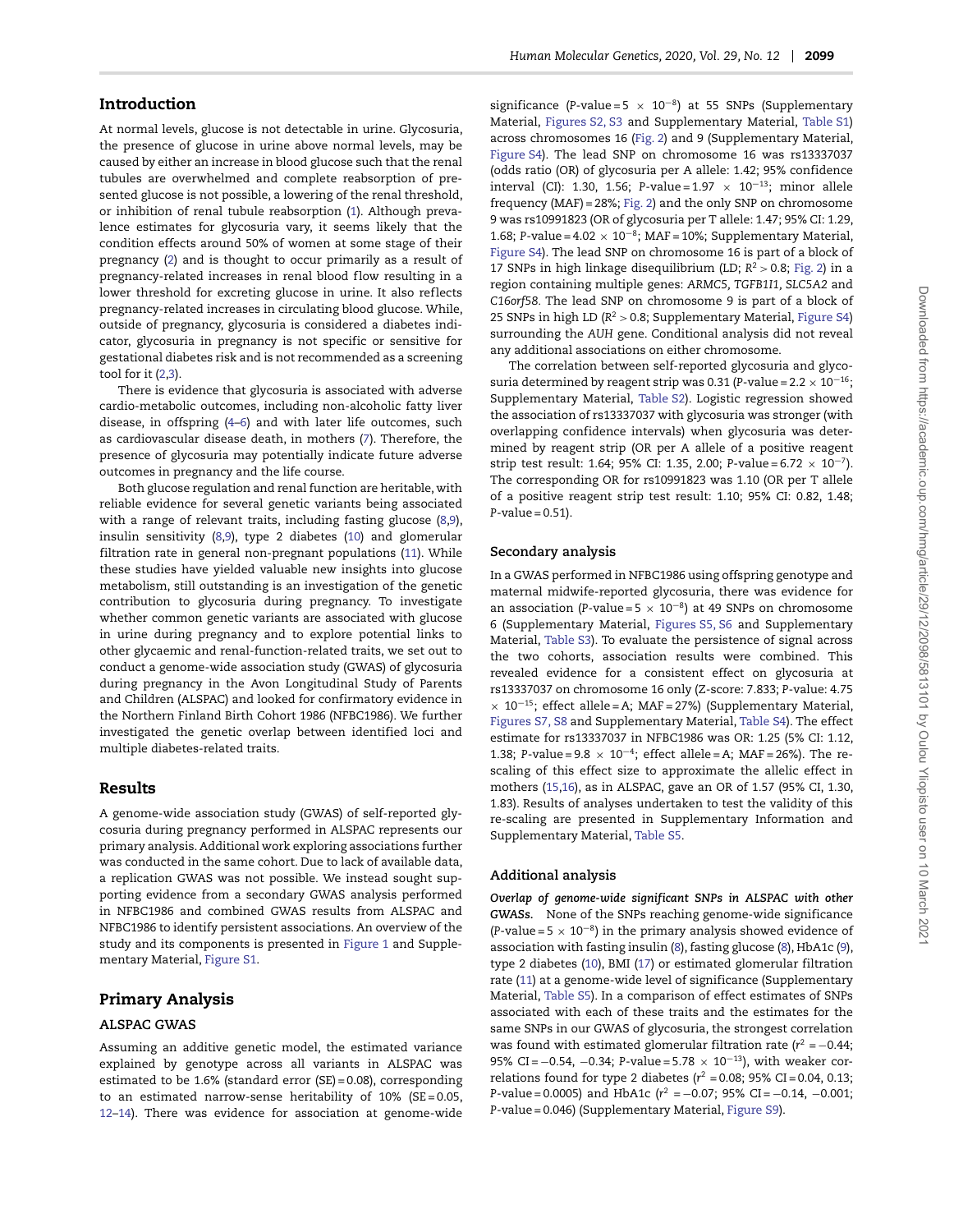## Introduction

At normal levels, glucose is not detectable in urine. Glycosuria, the presence of glucose in urine above normal levels, may be caused by either an increase in blood glucose such that the renal tubules are overwhelmed and complete reabsorption of presented glucose is not possible, a lowering of the renal threshold, or inhibition of renal tubule reabsorption (1). Although prevalence estimates for glycosuria vary, it seems likely that the condition effects around 50% of women at some stage of their pregnancy (2) and is thought to occur primarily as a result of pregnancy-related increases in renal blood flow resulting in a lower threshold for excreting glucose in urine. It also reflects pregnancy-related increases in circulating blood glucose. While, outside of pregnancy, glycosuria is considered a diabetes indicator, glycosuria in pregnancy is not specific or sensitive for gestational diabetes risk and is not recommended as a screening tool for it (2,3).

There is evidence that glycosuria is associated with adverse cardio-metabolic outcomes, including non-alcoholic fatty liver disease, in offspring (4–6) and with later life outcomes, such as cardiovascular disease death, in mothers (7). Therefore, the presence of glycosuria may potentially indicate future adverse outcomes in pregnancy and the life course.

Both glucose regulation and renal function are heritable, with reliable evidence for several genetic variants being associated with a range of relevant traits, including fasting glucose (8,9), insulin sensitivity (8,9), type 2 diabetes (10) and glomerular filtration rate in general non-pregnant populations (11). While these studies have yielded valuable new insights into glucose metabolism, still outstanding is an investigation of the genetic contribution to glycosuria during pregnancy. To investigate whether common genetic variants are associated with glucose in urine during pregnancy and to explore potential links to other glycaemic and renal-function-related traits, we set out to conduct a genome-wide association study (GWAS) of glycosuria during pregnancy in the Avon Longitudinal Study of Parents and Children (ALSPAC) and looked for confirmatory evidence in the Northern Finland Birth Cohort 1986 (NFBC1986). We further investigated the genetic overlap between identified loci and multiple diabetes-related traits.

## Results

A genome-wide association study (GWAS) of self-reported glycosuria during pregnancy performed in ALSPAC represents our primary analysis. Additional work exploring associations further was conducted in the same cohort. Due to lack of available data, a replication GWAS was not possible. We instead sought supporting evidence from a secondary GWAS analysis performed in NFBC1986 and combined GWAS results from ALSPAC and NFBC1986 to identify persistent associations. An overview of the study and its components is presented in Figure 1 and Supplementary Material, Figure S1.

## Primary Analysis

### ALSPAC GWAS

Assuming an additive genetic model, the estimated variance explained by genotype across all variants in ALSPAC was estimated to be 1.6% (standard error (SE) = 0.08), corresponding to an estimated narrow-sense heritability of 10% (SE = 0.05, 12–14). There was evidence for association at genome-wide significance (P-value = $5 \times 10^{-8}$) at 55 SNPs (Supplementary Material, Figures S2, S3 and Supplementary Material, Table S1) across chromosomes 16 (Fig. 2) and 9 (Supplementary Material, Figure S4). The lead SNP on chromosome 16 was rs13337037 (odds ratio (OR) of glycosuria per A allele: 1.42; 95% confidence interval (CI): 1.30, 1.56; P-value = $1.97 \times 10^{-13}$; minor allele frequency (MAF) = 28%; Fig. 2) and the only SNP on chromosome 9 was rs10991823 (OR of glycosuria per T allele: 1.47; 95% CI: 1.29, 1.68; P-value = $4.02 \times 10^{-8}$; MAF = 10%; Supplementary Material, Figure S4). The lead SNP on chromosome 16 is part of a block of 17 SNPs in high linkage disequilibrium (LD; $R^2 > 0.8$; Fig. 2) in a region containing multiple genes: *ARMC5*, *TGFB1I1*, *SLC5A2* and *C16orf58*. The lead SNP on chromosome 9 is part of a block of 25 SNPs in high LD ($R^2 > 0.8$; Supplementary Material, Figure S4) surrounding the *AUH* gene. Conditional analysis did not reveal any additional associations on either chromosome.

The correlation between self-reported glycosuria and glycosuria determined by reagent strip was 0.31 (P-value = $2.2 \times 10^{-16}$; Supplementary Material, Table S2). Logistic regression showed the association of rs13337037 with glycosuria was stronger (with overlapping confidence intervals) when glycosuria was determined by reagent strip (OR per A allele of a positive reagent strip test result: 1.64; 95% CI: 1.35, 2.00; P-value = $6.72 \times 10^{-7}$). The corresponding OR for rs10991823 was 1.10 (OR per T allele of a positive reagent strip test result: 1.10; 95% CI: 0.82, 1.48; P-value = 0.51).

### Secondary analysis

In a GWAS performed in NFBC1986 using offspring genotype and maternal midwife-reported glycosuria, there was evidence for an association (P-value = $5 \times 10^{-8}$) at 49 SNPs on chromosome 6 (Supplementary Material, Figures S5, S6 and Supplementary Material, Table S3). To evaluate the persistence of signal across the two cohorts, association results were combined. This revealed evidence for a consistent effect on glycosuria at rs13337037 on chromosome 16 only (Z-score: 7.833; P-value: 4.75 $\times 10^{-15}$; effect allele = A; MAF = 27%) (Supplementary Material, Figures S7, S8 and Supplementary Material, Table S4). The effect estimate for rs13337037 in NFBC1986 was OR: 1.25 (5% CI: 1.12, 1.38; P-value = $9.8 \times 10^{-4}$; effect allele = A; MAF = 26%). The rescaling of this effect size to approximate the allelic effect in mothers (15,16), as in ALSPAC, gave an OR of 1.57 (95% CI, 1.30, 1.83). Results of analyses undertaken to test the validity of this re-scaling are presented in Supplementary Information and Supplementary Material, Table S5.

### Additional analysis

***Overlap of genome-wide significant SNPs in ALSPAC with other GWASs.*** None of the SNPs reaching genome-wide significance (P-value = $5 \times 10^{-8}$) in the primary analysis showed evidence of association with fasting insulin (8), fasting glucose (8), HbA1c (9), type 2 diabetes (10), BMI (17) or estimated glomerular filtration rate (11) at a genome-wide level of significance (Supplementary Material, Table S5). In a comparison of effect estimates of SNPs associated with each of these traits and the estimates for the same SNPs in our GWAS of glycosuria, the strongest correlation was found with estimated glomerular filtration rate ($r^2 = -0.44$; 95% CI = −0.54, −0.34; P-value = $5.78 \times 10^{-13}$), with weaker correlations found for type 2 diabetes ($r^2 = 0.08$; 95% CI = 0.04, 0.13; P-value = 0.0005) and HbA1c ($r^2 = -0.07$; 95% CI = −0.14, −0.001; P-value = 0.046) (Supplementary Material, Figure S9).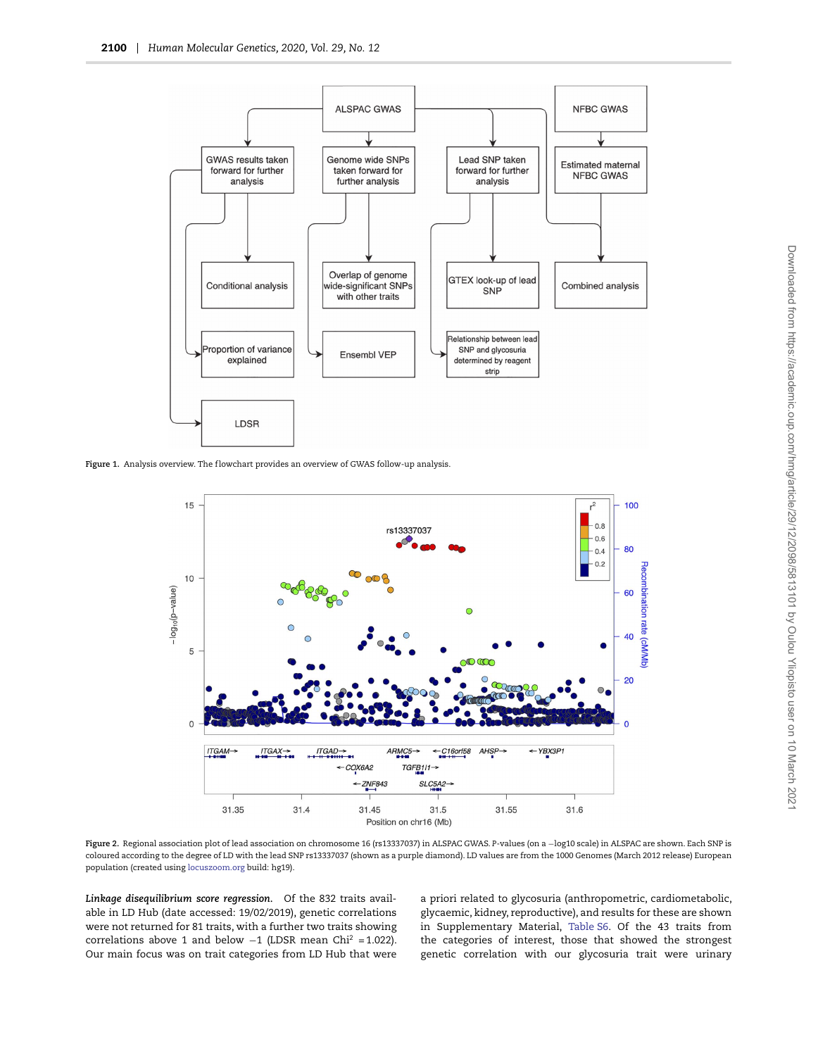Figure 1. Analysis overview. The flowchart provides an overview of GWAS follow-up analysis.

Figure 2. Regional association plot of lead association on chromosome 16 (rs13337037) in ALSPAC GWAS. P-values (on a −log10 scale) in ALSPAC are shown. Each SNP is coloured according to the degree of LD with the lead SNP rs13337037 (shown as a purple diamond). LD values are from the 1000 Genomes (March 2012 release) European population (created using locuszoom.org build: hg19).

*Linkage disequilibrium score regression.* Of the 832 traits available in LD Hub (date accessed: 19/02/2019), genetic correlations were not returned for 81 traits, with a further two traits showing correlations above 1 and below −1 (LDSR mean $\text{Chi}^2 = 1.022$). Our main focus was on trait categories from LD Hub that were a priori related to glycosuria (anthropometric, cardiometabolic, glycaemic, kidney, reproductive), and results for these are shown in Supplementary Material, Table S6. Of the 43 traits from the categories of interest, those that showed the strongest genetic correlation with our glycosuria trait were urinary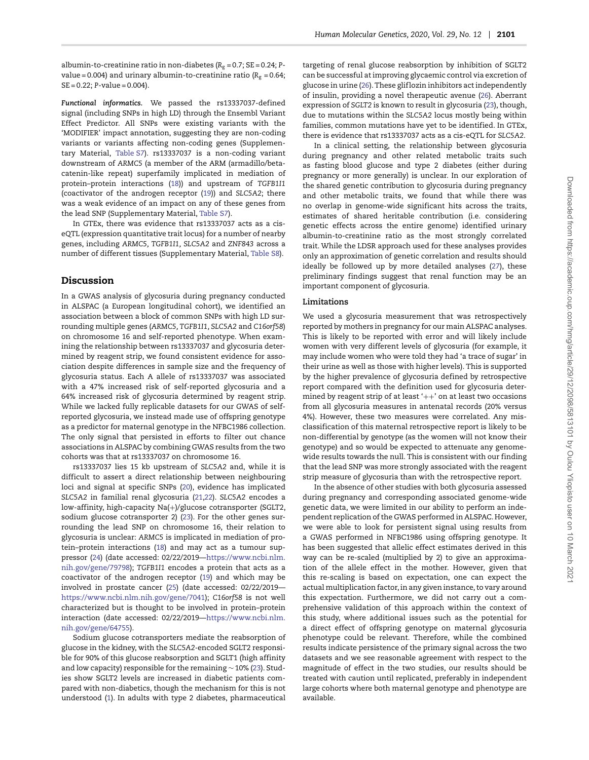albumin-to-creatinine ratio in non-diabetes ($R_g$ = 0.7; SE = 0.24; P-value = 0.004) and urinary albumin-to-creatinine ratio ($R_g$ = 0.64; SE = 0.22; P-value = 0.004).

***Functional informatics.*** We passed the rs13337037-defined signal (including SNPs in high LD) through the Ensembl Variant Effect Predictor. All SNPs were existing variants with the 'MODIFIER' impact annotation, suggesting they are non-coding variants or variants affecting non-coding genes (Supplementary Material, Table S7). rs13337037 is a non-coding variant downstream of *ARMC5* (a member of the ARM (armadillo/beta-catenin-like repeat) superfamily implicated in mediation of protein–protein interactions (18)) and upstream of *TGFB1I1* (coactivator of the androgen receptor (19)) and *SLC5A2*; there was a weak evidence of an impact on any of these genes from the lead SNP (Supplementary Material, Table S7).

In GTEx, there was evidence that rs13337037 acts as a cis-eQTL (expression quantitative trait locus) for a number of nearby genes, including *ARMC5*, *TGFB1I1*, *SLC5A2* and *ZNF843* across a number of different tissues (Supplementary Material, Table S8).

## Discussion

In a GWAS analysis of glycosuria during pregnancy conducted in ALSPAC (a European longitudinal cohort), we identified an association between a block of common SNPs with high LD surrounding multiple genes (*ARMC5*, *TGFB1I1*, *SLC5A2* and *C16orf58*) on chromosome 16 and self-reported phenotype. When examining the relationship between rs13337037 and glycosuria determined by reagent strip, we found consistent evidence for association despite differences in sample size and the frequency of glycosuria status. Each A allele of rs13337037 was associated with a 47% increased risk of self-reported glycosuria and a 64% increased risk of glycosuria determined by reagent strip. While we lacked fully replicable datasets for our GWAS of self-reported glycosuria, we instead made use of offspring genotype as a predictor for maternal genotype in the NFBC1986 collection. The only signal that persisted in efforts to filter out chance associations in ALSPAC by combining GWAS results from the two cohorts was that at rs13337037 on chromosome 16.

rs13337037 lies 15 kb upstream of *SLC5A2* and, while it is difficult to assert a direct relationship between neighbouring loci and signal at specific SNPs (20), evidence has implicated *SLC5A2* in familial renal glycosuria (21,22). *SLC5A2* encodes a low-affinity, high-capacity Na(+)/glucose cotransporter (SGLT2, sodium glucose cotransporter 2) (23). For the other genes surrounding the lead SNP on chromosome 16, their relation to glycosuria is unclear: *ARMC5* is implicated in mediation of protein–protein interactions (18) and may act as a tumour suppressor (24) (date accessed: 02/22/2019—https://www.ncbi.nlm.nih.gov/gene/79798); *TGFB1I1* encodes a protein that acts as a coactivator of the androgen receptor (19) and which may be involved in prostate cancer (25) (date accessed: 02/22/2019—https://www.ncbi.nlm.nih.gov/gene/7041); *C16orf58* is not well characterized but is thought to be involved in protein–protein interaction (date accessed: 02/22/2019—https://www.ncbi.nlm.nih.gov/gene/64755).

Sodium glucose cotransporters mediate the reabsorption of glucose in the kidney, with the *SLC5A2*-encoded SGLT2 responsible for 90% of this glucose reabsorption and SGLT1 (high affinity and low capacity) responsible for the remaining ∼10% (23). Studies show SGLT2 levels are increased in diabetic patients compared with non-diabetics, though the mechanism for this is not understood (1). In adults with type 2 diabetes, pharmaceutical targeting of renal glucose reabsorption by inhibition of SGLT2 can be successful at improving glycaemic control via excretion of glucose in urine (26). These gliflozin inhibitors act independently of insulin, providing a novel therapeutic avenue (26). Aberrant expression of *SGLT2* is known to result in glycosuria (23), though, due to mutations within the *SLC5A2* locus mostly being within families, common mutations have yet to be identified. In GTEx, there is evidence that rs13337037 acts as a cis-eQTL for *SLC5A2*.

In a clinical setting, the relationship between glycosuria during pregnancy and other related metabolic traits such as fasting blood glucose and type 2 diabetes (either during pregnancy or more generally) is unclear. In our exploration of the shared genetic contribution to glycosuria during pregnancy and other metabolic traits, we found that while there was no overlap in genome-wide significant hits across the traits, estimates of shared heritable contribution (i.e. considering genetic effects across the entire genome) identified urinary albumin-to-creatinine ratio as the most strongly correlated trait. While the LDSR approach used for these analyses provides only an approximation of genetic correlation and results should ideally be followed up by more detailed analyses (27), these preliminary findings suggest that renal function may be an important component of glycosuria.

### Limitations

We used a glycosuria measurement that was retrospectively reported by mothers in pregnancy for our main ALSPAC analyses. This is likely to be reported with error and will likely include women with very different levels of glycosuria (for example, it may include women who were told they had 'a trace of sugar' in their urine as well as those with higher levels). This is supported by the higher prevalence of glycosuria defined by retrospective report compared with the definition used for glycosuria determined by reagent strip of at least '++' on at least two occasions from all glycosuria measures in antenatal records (20% versus 4%). However, these two measures were correlated. Any misclassification of this maternal retrospective report is likely to be non-differential by genotype (as the women will not know their genotype) and so would be expected to attenuate any genome-wide results towards the null. This is consistent with our finding that the lead SNP was more strongly associated with the reagent strip measure of glycosuria than with the retrospective report.

In the absence of other studies with both glycosuria assessed during pregnancy and corresponding associated genome-wide genetic data, we were limited in our ability to perform an independent replication of the GWAS performed in ALSPAC. However, we were able to look for persistent signal using results from a GWAS performed in NFBC1986 using offspring genotype. It has been suggested that allelic effect estimates derived in this way can be re-scaled (multiplied by 2) to give an approximation of the allele effect in the mother. However, given that this re-scaling is based on expectation, one can expect the actual multiplication factor, in any given instance, to vary around this expectation. Furthermore, we did not carry out a comprehensive validation of this approach within the context of this study, where additional issues such as the potential for a direct effect of offspring genotype on maternal glycosuria phenotype could be relevant. Therefore, while the combined results indicate persistence of the primary signal across the two datasets and we see reasonable agreement with respect to the magnitude of effect in the two studies, our results should be treated with caution until replicated, preferably in independent large cohorts where both maternal genotype and phenotype are available.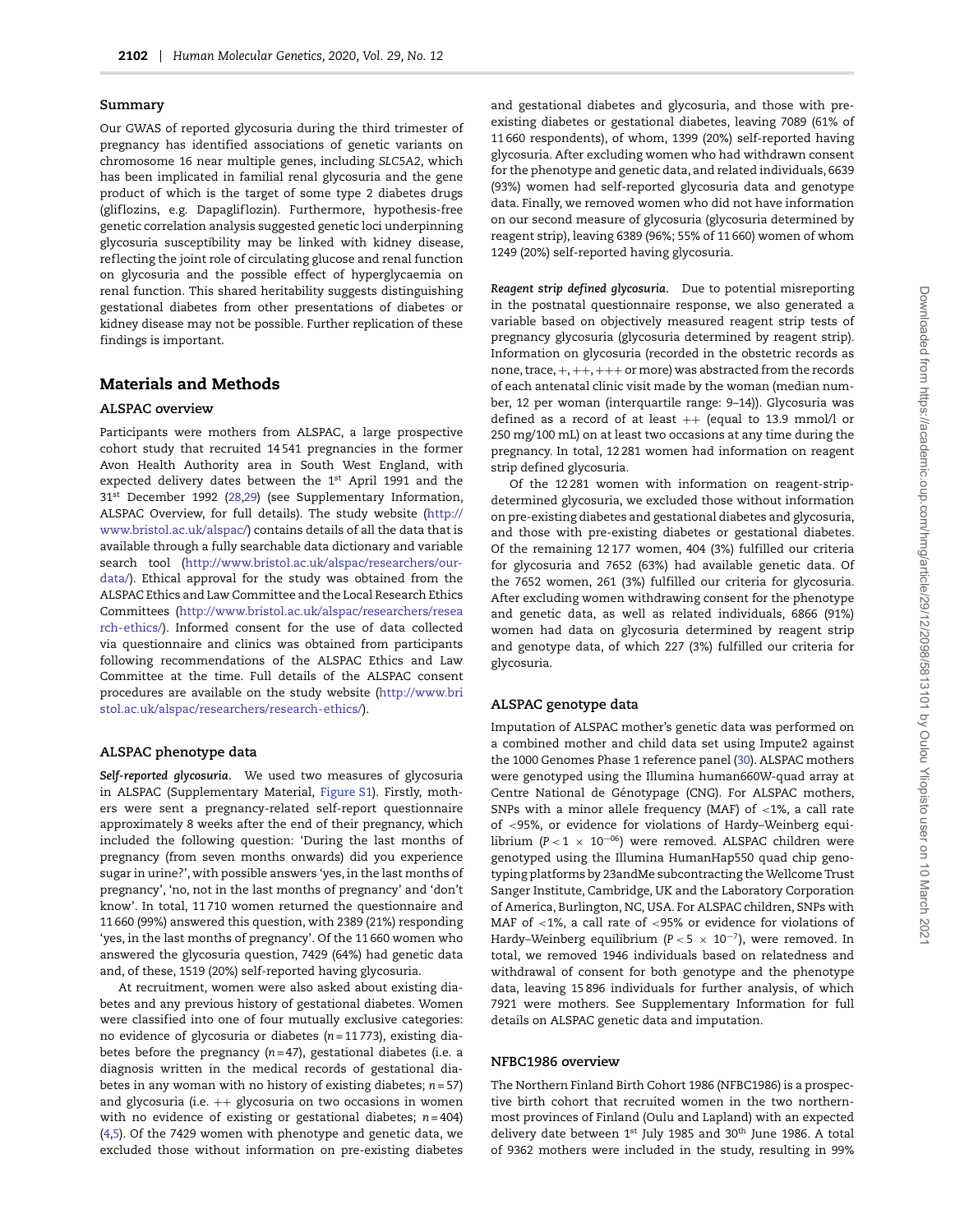## Summary

Our GWAS of reported glycosuria during the third trimester of pregnancy has identified associations of genetic variants on chromosome 16 near multiple genes, including *SLC5A2*, which has been implicated in familial renal glycosuria and the gene product of which is the target of some type 2 diabetes drugs (gliflozins, e.g. Dapagliflozin). Furthermore, hypothesis-free genetic correlation analysis suggested genetic loci underpinning glycosuria susceptibility may be linked with kidney disease, reflecting the joint role of circulating glucose and renal function on glycosuria and the possible effect of hyperglycaemia on renal function. This shared heritability suggests distinguishing gestational diabetes from other presentations of diabetes or kidney disease may not be possible. Further replication of these findings is important.

# Materials and Methods

## ALSPAC overview

Participants were mothers from ALSPAC, a large prospective cohort study that recruited 14 541 pregnancies in the former Avon Health Authority area in South West England, with expected delivery dates between the 1st April 1991 and the 31st December 1992 (28,29) (see Supplementary Information, ALSPAC Overview, for full details). The study website (http://www.bristol.ac.uk/alspac/) contains details of all the data that is available through a fully searchable data dictionary and variable search tool (http://www.bristol.ac.uk/alspac/researchers/our-data/). Ethical approval for the study was obtained from the ALSPAC Ethics and Law Committee and the Local Research Ethics Committees (http://www.bristol.ac.uk/alspac/researchers/research-ethics/). Informed consent for the use of data collected via questionnaire and clinics was obtained from participants following recommendations of the ALSPAC Ethics and Law Committee at the time. Full details of the ALSPAC consent procedures are available on the study website (http://www.bristol.ac.uk/alspac/researchers/research-ethics/).

## ALSPAC phenotype data

***Self-reported glycosuria.*** We used two measures of glycosuria in ALSPAC (Supplementary Material, Figure S1). Firstly, mothers were sent a pregnancy-related self-report questionnaire approximately 8 weeks after the end of their pregnancy, which included the following question: 'During the last months of pregnancy (from seven months onwards) did you experience sugar in urine?', with possible answers 'yes, in the last months of pregnancy', 'no, not in the last months of pregnancy' and 'don't know'. In total, 11 710 women returned the questionnaire and 11 660 (99%) answered this question, with 2389 (21%) responding 'yes, in the last months of pregnancy'. Of the 11 660 women who answered the glycosuria question, 7429 (64%) had genetic data and, of these, 1519 (20%) self-reported having glycosuria.

At recruitment, women were also asked about existing diabetes and any previous history of gestational diabetes. Women were classified into one of four mutually exclusive categories: no evidence of glycosuria or diabetes ($n = 11 773$), existing diabetes before the pregnancy ($n = 47$), gestational diabetes (i.e. a diagnosis written in the medical records of gestational diabetes in any woman with no history of existing diabetes; $n = 57$) and glycosuria (i.e. ++ glycosuria on two occasions in women with no evidence of existing or gestational diabetes; $n = 404$) (4,5). Of the 7429 women with phenotype and genetic data, we excluded those without information on pre-existing diabetes and gestational diabetes and glycosuria, and those with pre-existing diabetes or gestational diabetes, leaving 7089 (61% of 11 660 respondents), of whom, 1399 (20%) self-reported having glycosuria. After excluding women who had withdrawn consent for the phenotype and genetic data, and related individuals, 6639 (93%) women had self-reported glycosuria data and genotype data. Finally, we removed women who did not have information on our second measure of glycosuria (glycosuria determined by reagent strip), leaving 6389 (96%; 55% of 11 660) women of whom 1249 (20%) self-reported having glycosuria.

***Reagent strip defined glycosuria.*** Due to potential misreporting in the postnatal questionnaire response, we also generated a variable based on objectively measured reagent strip tests of pregnancy glycosuria (glycosuria determined by reagent strip). Information on glycosuria (recorded in the obstetric records as none, trace, +, ++, +++ or more) was abstracted from the records of each antenatal clinic visit made by the woman (median number, 12 per woman (interquartile range: 9–14)). Glycosuria was defined as a record of at least ++ (equal to 13.9 mmol/l or 250 mg/100 mL) on at least two occasions at any time during the pregnancy. In total, 12 281 women had information on reagent strip defined glycosuria.

Of the 12 281 women with information on reagent-strip-determined glycosuria, we excluded those without information on pre-existing diabetes and gestational diabetes and glycosuria, and those with pre-existing diabetes or gestational diabetes. Of the remaining 12 177 women, 404 (3%) fulfilled our criteria for glycosuria and 7652 (63%) had available genetic data. Of the 7652 women, 261 (3%) fulfilled our criteria for glycosuria. After excluding women withdrawing consent for the phenotype and genetic data, as well as related individuals, 6866 (91%) women had data on glycosuria determined by reagent strip and genotype data, of which 227 (3%) fulfilled our criteria for glycosuria.

## ALSPAC genotype data

Imputation of ALSPAC mother's genetic data was performed on a combined mother and child data set using Impute2 against the 1000 Genomes Phase 1 reference panel (30). ALSPAC mothers were genotyped using the Illumina human660W-quad array at Centre National de Génotypage (CNG). For ALSPAC mothers, SNPs with a minor allele frequency (MAF) of <1%, a call rate of <95%, or evidence for violations of Hardy–Weinberg equilibrium ($P < 1 \times 10^{-06}$) were removed. ALSPAC children were genotyped using the Illumina HumanHap550 quad chip genotyping platforms by 23andMe subcontracting the Wellcome Trust Sanger Institute, Cambridge, UK and the Laboratory Corporation of America, Burlington, NC, USA. For ALSPAC children, SNPs with MAF of <1%, a call rate of <95% or evidence for violations of Hardy–Weinberg equilibrium ($P < 5 \times 10^{-7}$), were removed. In total, we removed 1946 individuals based on relatedness and withdrawal of consent for both genotype and the phenotype data, leaving 15 896 individuals for further analysis, of which 7921 were mothers. See Supplementary Information for full details on ALSPAC genetic data and imputation.

## NFBC1986 overview

The Northern Finland Birth Cohort 1986 (NFBC1986) is a prospective birth cohort that recruited women in the two northernmost provinces of Finland (Oulu and Lapland) with an expected delivery date between 1st July 1985 and 30th June 1986. A total of 9362 mothers were included in the study, resulting in 99%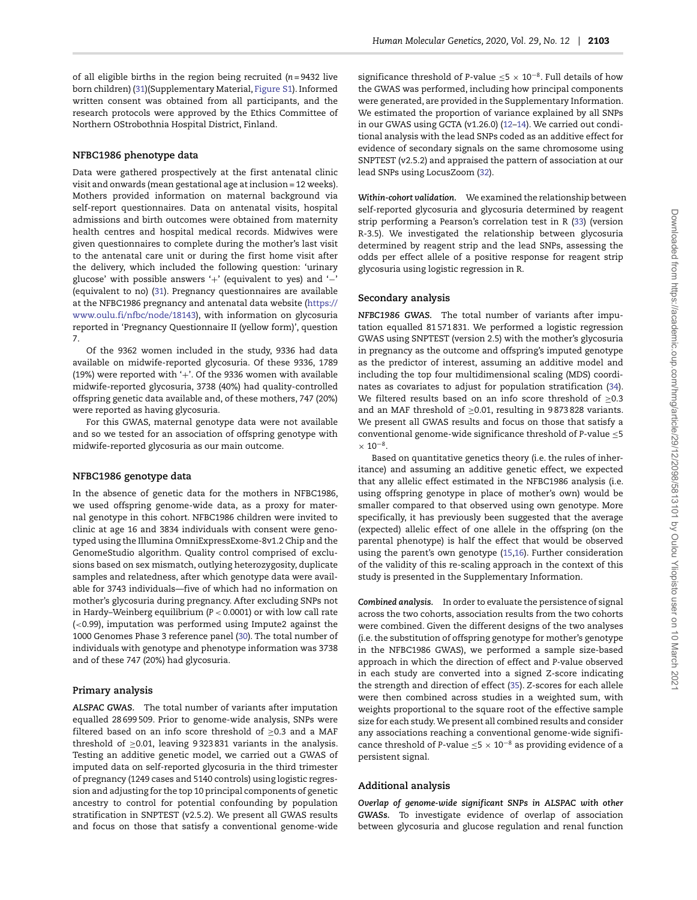of all eligible births in the region being recruited ($n$ = 9432 live born children) (31)(Supplementary Material, Figure S1). Informed written consent was obtained from all participants, and the research protocols were approved by the Ethics Committee of Northern OStrobothnia Hospital District, Finland.

### NFBC1986 phenotype data

Data were gathered prospectively at the first antenatal clinic visit and onwards (mean gestational age at inclusion = 12 weeks). Mothers provided information on maternal background via self-report questionnaires. Data on antenatal visits, hospital admissions and birth outcomes were obtained from maternity health centres and hospital medical records. Midwives were given questionnaires to complete during the mother's last visit to the antenatal care unit or during the first home visit after the delivery, which included the following question: 'urinary glucose' with possible answers '+' (equivalent to yes) and '−' (equivalent to no) (31). Pregnancy questionnaires are available at the NFBC1986 pregnancy and antenatal data website (https://www.oulu.fi/nfbc/node/18143), with information on glycosuria reported in 'Pregnancy Questionnaire II (yellow form)', question 7.

Of the 9362 women included in the study, 9336 had data available on midwife-reported glycosuria. Of these 9336, 1789 (19%) were reported with '+'. Of the 9336 women with available midwife-reported glycosuria, 3738 (40%) had quality-controlled offspring genetic data available and, of these mothers, 747 (20%) were reported as having glycosuria.

For this GWAS, maternal genotype data were not available and so we tested for an association of offspring genotype with midwife-reported glycosuria as our main outcome.

### NFBC1986 genotype data

In the absence of genetic data for the mothers in NFBC1986, we used offspring genome-wide data, as a proxy for maternal genotype in this cohort. NFBC1986 children were invited to clinic at age 16 and 3834 individuals with consent were genotyped using the Illumina OmniExpressExome-8v1.2 Chip and the GenomeStudio algorithm. Quality control comprised of exclusions based on sex mismatch, outlying heterozygosity, duplicate samples and relatedness, after which genotype data were available for 3743 individuals—five of which had no information on mother's glycosuria during pregnancy. After excluding SNPs not in Hardy–Weinberg equilibrium ($P < 0.0001$) or with low call rate (<0.99), imputation was performed using Impute2 against the 1000 Genomes Phase 3 reference panel (30). The total number of individuals with genotype and phenotype information was 3738 and of these 747 (20%) had glycosuria.

### Primary analysis

***ALSPAC GWAS.*** The total number of variants after imputation equalled 28 699 509. Prior to genome-wide analysis, SNPs were filtered based on an info score threshold of ≥0.3 and a MAF threshold of ≥0.01, leaving 9 323 831 variants in the analysis. Testing an additive genetic model, we carried out a GWAS of imputed data on self-reported glycosuria in the third trimester of pregnancy (1249 cases and 5140 controls) using logistic regression and adjusting for the top 10 principal components of genetic ancestry to control for potential confounding by population stratification in SNPTEST (v2.5.2). We present all GWAS results and focus on those that satisfy a conventional genome-wide significance threshold of $P$-value $\leq 5 \times 10^{-8}$. Full details of how the GWAS was performed, including how principal components were generated, are provided in the Supplementary Information. We estimated the proportion of variance explained by all SNPs in our GWAS using GCTA (v1.26.0) (12–14). We carried out conditional analysis with the lead SNPs coded as an additive effect for evidence of secondary signals on the same chromosome using SNPTEST (v2.5.2) and appraised the pattern of association at our lead SNPs using LocusZoom (32).

***Within-cohort validation.*** We examined the relationship between self-reported glycosuria and glycosuria determined by reagent strip performing a Pearson's correlation test in R (33) (version R-3.5). We investigated the relationship between glycosuria determined by reagent strip and the lead SNPs, assessing the odds per effect allele of a positive response for reagent strip glycosuria using logistic regression in R.

### Secondary analysis

***NFBC1986 GWAS.*** The total number of variants after imputation equalled 81 571 831. We performed a logistic regression GWAS using SNPTEST (version 2.5) with the mother's glycosuria in pregnancy as the outcome and offspring's imputed genotype as the predictor of interest, assuming an additive model and including the top four multidimensional scaling (MDS) coordinates as covariates to adjust for population stratification (34). We filtered results based on an info score threshold of ≥0.3 and an MAF threshold of ≥0.01, resulting in 9 873 828 variants. We present all GWAS results and focus on those that satisfy a conventional genome-wide significance threshold of $P$-value $\leq 5 \times 10^{-8}$.

Based on quantitative genetics theory (i.e. the rules of inheritance) and assuming an additive genetic effect, we expected that any allelic effect estimated in the NFBC1986 analysis (i.e. using offspring genotype in place of mother's own) would be smaller compared to that observed using own genotype. More specifically, it has previously been suggested that the average (expected) allelic effect of one allele in the offspring (on the parental phenotype) is half the effect that would be observed using the parent's own genotype (15,16). Further consideration of the validity of this re-scaling approach in the context of this study is presented in the Supplementary Information.

***Combined analysis.*** In order to evaluate the persistence of signal across the two cohorts, association results from the two cohorts were combined. Given the different designs of the two analyses (i.e. the substitution of offspring genotype for mother's genotype in the NFBC1986 GWAS), we performed a sample size-based approach in which the direction of effect and $P$-value observed in each study are converted into a signed $Z$-score indicating the strength and direction of effect (35). $Z$-scores for each allele were then combined across studies in a weighted sum, with weights proportional to the square root of the effective sample size for each study. We present all combined results and consider any associations reaching a conventional genome-wide significance threshold of $P$-value $\leq 5 \times 10^{-8}$ as providing evidence of a persistent signal.

### Additional analysis

***Overlap of genome-wide significant SNPs in ALSPAC with other GWASs.*** To investigate evidence of overlap of association between glycosuria and glucose regulation and renal function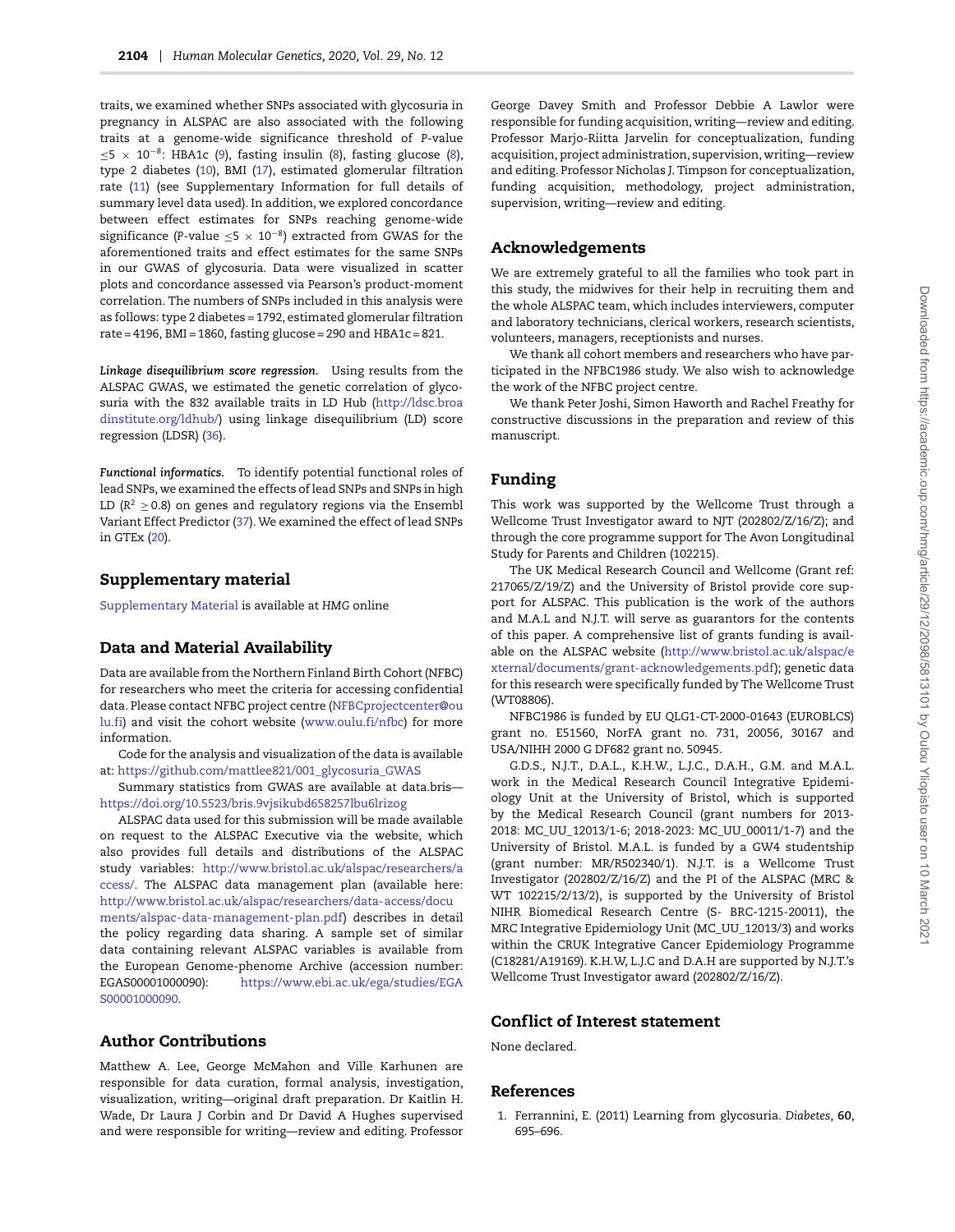traits, we examined whether SNPs associated with glycosuria in pregnancy in ALSPAC are also associated with the following traits at a genome-wide significance threshold of P-value $\leq 5 \times 10^{-8}$: HBA1c (9), fasting insulin (8), fasting glucose (8), type 2 diabetes (10), BMI (17), estimated glomerular filtration rate (11) (see Supplementary Information for full details of summary level data used). In addition, we explored concordance between effect estimates for SNPs reaching genome-wide significance (P-value $\leq 5 \times 10^{-8}$) extracted from GWAS for the aforementioned traits and effect estimates for the same SNPs in our GWAS of glycosuria. Data were visualized in scatter plots and concordance assessed via Pearson's product-moment correlation. The numbers of SNPs included in this analysis were as follows: type 2 diabetes = 1792, estimated glomerular filtration rate = 4196, BMI = 1860, fasting glucose = 290 and HBA1c = 821.

***Linkage disequilibrium score regression.*** Using results from the ALSPAC GWAS, we estimated the genetic correlation of glycosuria with the 832 available traits in LD Hub (http://ldsc.broadinstitute.org/ldhub/) using linkage disequilibrium (LD) score regression (LDSR) (36).

***Functional informatics.*** To identify potential functional roles of lead SNPs, we examined the effects of lead SNPs and SNPs in high LD ($R^2 \geq 0.8$) on genes and regulatory regions via the Ensembl Variant Effect Predictor (37). We examined the effect of lead SNPs in GTEx (20).

## Supplementary material

Supplementary Material is available at *HMG* online

## Data and Material Availability

Data are available from the Northern Finland Birth Cohort (NFBC) for researchers who meet the criteria for accessing confidential data. Please contact NFBC project centre (NFBCprojectcenter@oulu.fi) and visit the cohort website (www.oulu.fi/nfbc) for more information.

Code for the analysis and visualization of the data is available at: https://github.com/mattlee821/001_glycosuria_GWAS

Summary statistics from GWAS are available at data.bris—https://doi.org/10.5523/bris.9vjsikubd658257lbu6lrizog

ALSPAC data used for this submission will be made available on request to the ALSPAC Executive via the website, which also provides full details and distributions of the ALSPAC study variables: http://www.bristol.ac.uk/alspac/researchers/access/. The ALSPAC data management plan (available here: http://www.bristol.ac.uk/alspac/researchers/data-access/documents/alspac-data-management-plan.pdf) describes in detail the policy regarding data sharing. A sample set of similar data containing relevant ALSPAC variables is available from the European Genome-phenome Archive (accession number: EGAS00001000090): https://www.ebi.ac.uk/ega/studies/EGAS00001000090.

## Author Contributions

Matthew A. Lee, George McMahon and Ville Karhunen are responsible for data curation, formal analysis, investigation, visualization, writing—original draft preparation. Dr Kaitlin H. Wade, Dr Laura J Corbin and Dr David A Hughes supervised and were responsible for writing—review and editing. Professor George Davey Smith and Professor Debbie A Lawlor were responsible for funding acquisition, writing—review and editing. Professor Marjo-Riitta Jarvelin for conceptualization, funding acquisition, project administration, supervision, writing—review and editing. Professor Nicholas J. Timpson for conceptualization, funding acquisition, methodology, project administration, supervision, writing—review and editing.

## Acknowledgements

We are extremely grateful to all the families who took part in this study, the midwives for their help in recruiting them and the whole ALSPAC team, which includes interviewers, computer and laboratory technicians, clerical workers, research scientists, volunteers, managers, receptionists and nurses.

We thank all cohort members and researchers who have participated in the NFBC1986 study. We also wish to acknowledge the work of the NFBC project centre.

We thank Peter Joshi, Simon Haworth and Rachel Freathy for constructive discussions in the preparation and review of this manuscript.

## Funding

This work was supported by the Wellcome Trust through a Wellcome Trust Investigator award to NJT (202802/Z/16/Z); and through the core programme support for The Avon Longitudinal Study for Parents and Children (102215).

The UK Medical Research Council and Wellcome (Grant ref: 217065/Z/19/Z) and the University of Bristol provide core support for ALSPAC. This publication is the work of the authors and M.A.L and N.J.T. will serve as guarantors for the contents of this paper. A comprehensive list of grants funding is available on the ALSPAC website (http://www.bristol.ac.uk/alspac/external/documents/grant-acknowledgements.pdf); genetic data for this research were specifically funded by The Wellcome Trust (WT08806).

NFBC1986 is funded by EU QLG1-CT-2000-01643 (EUROBLCS) grant no. E51560, NorFA grant no. 731, 20056, 30167 and USA/NIHH 2000 G DF682 grant no. 50945.

G.D.S., N.J.T., D.A.L., K.H.W., L.J.C., D.A.H., G.M. and M.A.L. work in the Medical Research Council Integrative Epidemiology Unit at the University of Bristol, which is supported by the Medical Research Council (grant numbers for 2013-2018: MC_UU_12013/1-6; 2018-2023: MC_UU_00011/1-7) and the University of Bristol. M.A.L. is funded by a GW4 studentship (grant number: MR/R502340/1). N.J.T. is a Wellcome Trust Investigator (202802/Z/16/Z) and the PI of the ALSPAC (MRC & WT 102215/2/13/2), is supported by the University of Bristol NIHR Biomedical Research Centre (S- BRC-1215-20011), the MRC Integrative Epidemiology Unit (MC_UU_12013/3) and works within the CRUK Integrative Cancer Epidemiology Programme (C18281/A19169). K.H.W, L.J.C and D.A.H are supported by N.J.T.'s Wellcome Trust Investigator award (202802/Z/16/Z).

## Conflict of Interest statement

None declared.

## References

1. Ferrannini, E. (2011) Learning from glycosuria. *Diabetes*, **60**, 695–696.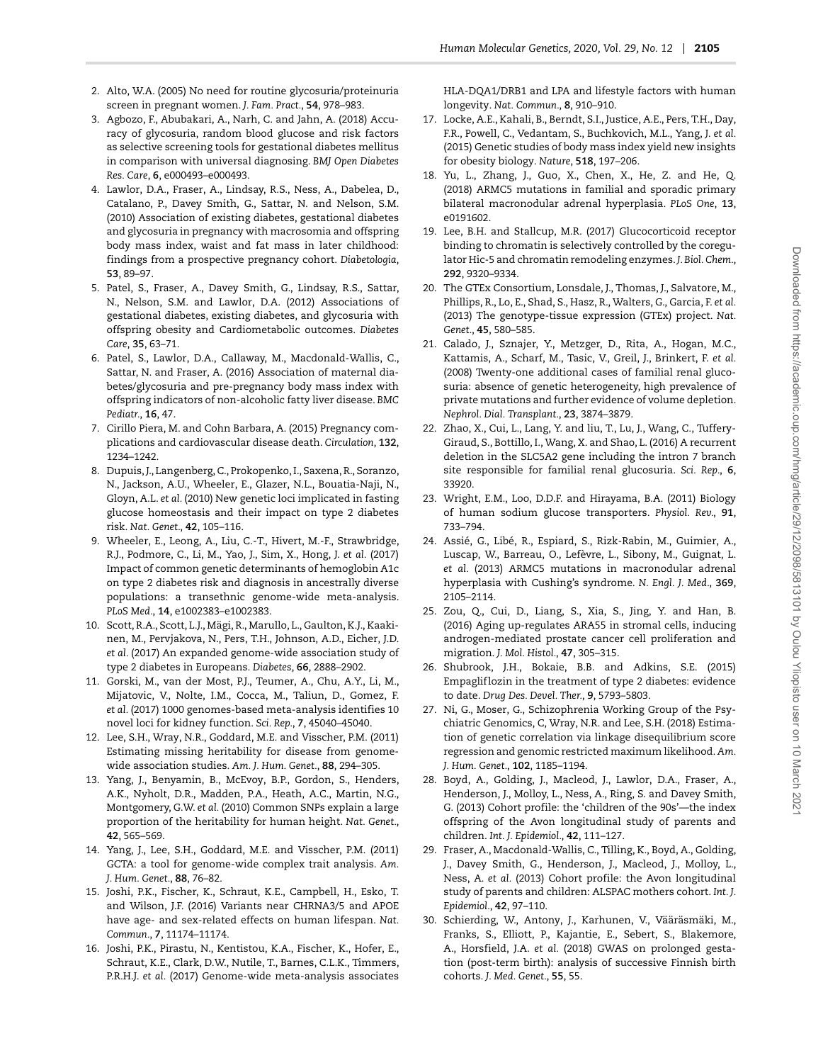2. Alto, W.A. (2005) No need for routine glycosuria/proteinuria screen in pregnant women. *J. Fam. Pract.*, **54**, 978–983.
3. Agbozo, F., Abubakari, A., Narh, C. and Jahn, A. (2018) Accuracy of glycosuria, random blood glucose and risk factors as selective screening tools for gestational diabetes mellitus in comparison with universal diagnosing. *BMJ Open Diabetes Res. Care*, **6**, e000493–e000493.
4. Lawlor, D.A., Fraser, A., Lindsay, R.S., Ness, A., Dabelea, D., Catalano, P., Davey Smith, G., Sattar, N. and Nelson, S.M. (2010) Association of existing diabetes, gestational diabetes and glycosuria in pregnancy with macrosomia and offspring body mass index, waist and fat mass in later childhood: findings from a prospective pregnancy cohort. *Diabetologia*, **53**, 89–97.
5. Patel, S., Fraser, A., Davey Smith, G., Lindsay, R.S., Sattar, N., Nelson, S.M. and Lawlor, D.A. (2012) Associations of gestational diabetes, existing diabetes, and glycosuria with offspring obesity and Cardiometabolic outcomes. *Diabetes Care*, **35**, 63–71.
6. Patel, S., Lawlor, D.A., Callaway, M., Macdonald-Wallis, C., Sattar, N. and Fraser, A. (2016) Association of maternal diabetes/glycosuria and pre-pregnancy body mass index with offspring indicators of non-alcoholic fatty liver disease. *BMC Pediatr.*, **16**, 47.
7. Cirillo Piera, M. and Cohn Barbara, A. (2015) Pregnancy complications and cardiovascular disease death. *Circulation*, **132**, 1234–1242.
8. Dupuis, J., Langenberg, C., Prokopenko, I., Saxena, R., Soranzo, N., Jackson, A.U., Wheeler, E., Glazer, N.L., Bouatia-Naji, N., Gloyn, A.L. *et al.* (2010) New genetic loci implicated in fasting glucose homeostasis and their impact on type 2 diabetes risk. *Nat. Genet.*, **42**, 105–116.
9. Wheeler, E., Leong, A., Liu, C.-T., Hivert, M.-F., Strawbridge, R.J., Podmore, C., Li, M., Yao, J., Sim, X., Hong, J. *et al.* (2017) Impact of common genetic determinants of hemoglobin A1c on type 2 diabetes risk and diagnosis in ancestrally diverse populations: a transethnic genome-wide meta-analysis. *PLoS Med.*, **14**, e1002383–e1002383.
10. Scott, R.A., Scott, L.J., Mägi, R., Marullo, L., Gaulton, K.J., Kaakinen, M., Pervjakova, N., Pers, T.H., Johnson, A.D., Eicher, J.D. *et al.* (2017) An expanded genome-wide association study of type 2 diabetes in Europeans. *Diabetes*, **66**, 2888–2902.
11. Gorski, M., van der Most, P.J., Teumer, A., Chu, A.Y., Li, M., Mijatovic, V., Nolte, I.M., Cocca, M., Taliun, D., Gomez, F. *et al.* (2017) 1000 genomes-based meta-analysis identifies 10 novel loci for kidney function. *Sci. Rep.*, **7**, 45040–45040.
12. Lee, S.H., Wray, N.R., Goddard, M.E. and Visscher, P.M. (2011) Estimating missing heritability for disease from genome-wide association studies. *Am. J. Hum. Genet.*, **88**, 294–305.
13. Yang, J., Benyamin, B., McEvoy, B.P., Gordon, S., Henders, A.K., Nyholt, D.R., Madden, P.A., Heath, A.C., Martin, N.G., Montgomery, G.W. *et al.* (2010) Common SNPs explain a large proportion of the heritability for human height. *Nat. Genet.*, **42**, 565–569.
14. Yang, J., Lee, S.H., Goddard, M.E. and Visscher, P.M. (2011) GCTA: a tool for genome-wide complex trait analysis. *Am. J. Hum. Genet.*, **88**, 76–82.
15. Joshi, P.K., Fischer, K., Schraut, K.E., Campbell, H., Esko, T. and Wilson, J.F. (2016) Variants near CHRNA3/5 and APOE have age- and sex-related effects on human lifespan. *Nat. Commun.*, **7**, 11174–11174.
16. Joshi, P.K., Pirastu, N., Kentistou, K.A., Fischer, K., Hofer, E., Schraut, K.E., Clark, D.W., Nutile, T., Barnes, C.L.K., Timmers, P.R.H.J. *et al.* (2017) Genome-wide meta-analysis associates HLA-DQA1/DRB1 and LPA and lifestyle factors with human longevity. *Nat. Commun.*, **8**, 910–910.
17. Locke, A.E., Kahali, B., Berndt, S.I., Justice, A.E., Pers, T.H., Day, F.R., Powell, C., Vedantam, S., Buchkovich, M.L., Yang, J. *et al.* (2015) Genetic studies of body mass index yield new insights for obesity biology. *Nature*, **518**, 197–206.
18. Yu, L., Zhang, J., Guo, X., Chen, X., He, Z. and He, Q. (2018) ARMC5 mutations in familial and sporadic primary bilateral macronodular adrenal hyperplasia. *PLoS One*, **13**, e0191602.
19. Lee, B.H. and Stallcup, M.R. (2017) Glucocorticoid receptor binding to chromatin is selectively controlled by the coregulator Hic-5 and chromatin remodeling enzymes. *J. Biol. Chem.*, **292**, 9320–9334.
20. The GTEx Consortium, Lonsdale, J., Thomas, J., Salvatore, M., Phillips, R., Lo, E., Shad, S., Hasz, R., Walters, G., Garcia, F. *et al.* (2013) The genotype-tissue expression (GTEx) project. *Nat. Genet.*, **45**, 580–585.
21. Calado, J., Sznajer, Y., Metzger, D., Rita, A., Hogan, M.C., Kattamis, A., Scharf, M., Tasic, V., Greil, J., Brinkert, F. *et al.* (2008) Twenty-one additional cases of familial renal glucosuria: absence of genetic heterogeneity, high prevalence of private mutations and further evidence of volume depletion. *Nephrol. Dial. Transplant.*, **23**, 3874–3879.
22. Zhao, X., Cui, L., Lang, Y. and liu, T., Lu, J., Wang, C., Tuffery-Giraud, S., Bottillo, I., Wang, X. and Shao, L. (2016) A recurrent deletion in the SLC5A2 gene including the intron 7 branch site responsible for familial renal glucosuria. *Sci. Rep.*, **6**, 33920.
23. Wright, E.M., Loo, D.D.F. and Hirayama, B.A. (2011) Biology of human sodium glucose transporters. *Physiol. Rev.*, **91**, 733–794.
24. Assié, G., Libé, R., Espiard, S., Rizk-Rabin, M., Guimier, A., Luscap, W., Barreau, O., Lefèvre, L., Sibony, M., Guignat, L. *et al.* (2013) ARMC5 mutations in macronodular adrenal hyperplasia with Cushing's syndrome. *N. Engl. J. Med.*, **369**, 2105–2114.
25. Zou, Q., Cui, D., Liang, S., Xia, S., Jing, Y. and Han, B. (2016) Aging up-regulates ARA55 in stromal cells, inducing androgen-mediated prostate cancer cell proliferation and migration. *J. Mol. Histol.*, **47**, 305–315.
26. Shubrook, J.H., Bokaie, B.B. and Adkins, S.E. (2015) Empagliflozin in the treatment of type 2 diabetes: evidence to date. *Drug Des. Devel. Ther.*, **9**, 5793–5803.
27. Ni, G., Moser, G., Schizophrenia Working Group of the Psychiatric Genomics, C, Wray, N.R. and Lee, S.H. (2018) Estimation of genetic correlation via linkage disequilibrium score regression and genomic restricted maximum likelihood. *Am. J. Hum. Genet.*, **102**, 1185–1194.
28. Boyd, A., Golding, J., Macleod, J., Lawlor, D.A., Fraser, A., Henderson, J., Molloy, L., Ness, A., Ring, S. and Davey Smith, G. (2013) Cohort profile: the 'children of the 90s'—the index offspring of the Avon longitudinal study of parents and children. *Int. J. Epidemiol.*, **42**, 111–127.
29. Fraser, A., Macdonald-Wallis, C., Tilling, K., Boyd, A., Golding, J., Davey Smith, G., Henderson, J., Macleod, J., Molloy, L., Ness, A. *et al.* (2013) Cohort profile: the Avon longitudinal study of parents and children: ALSPAC mothers cohort. *Int. J. Epidemiol.*, **42**, 97–110.
30. Schierding, W., Antony, J., Karhunen, V., Vääräsmäki, M., Franks, S., Elliott, P., Kajantie, E., Sebert, S., Blakemore, A., Horsfield, J.A. *et al.* (2018) GWAS on prolonged gestation (post-term birth): analysis of successive Finnish birth cohorts. *J. Med. Genet.*, **55**, 55.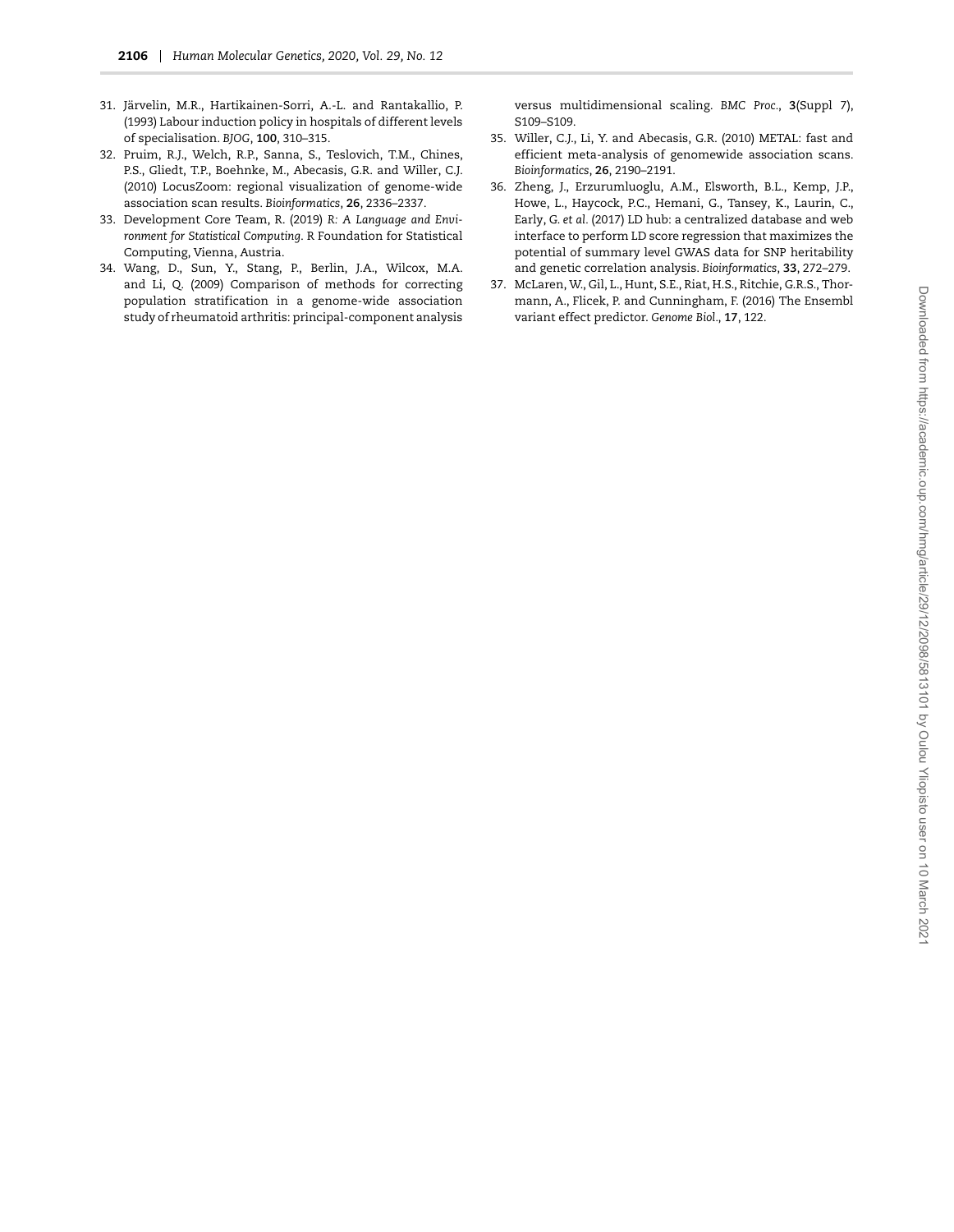31. Järvelin, M.R., Hartikainen-Sorri, A.-L. and Rantakallio, P. (1993) Labour induction policy in hospitals of different levels of specialisation. *BJOG*, **100**, 310–315.
32. Pruim, R.J., Welch, R.P., Sanna, S., Teslovich, T.M., Chines, P.S., Gliedt, T.P., Boehnke, M., Abecasis, G.R. and Willer, C.J. (2010) LocusZoom: regional visualization of genome-wide association scan results. *Bioinformatics*, **26**, 2336–2337.
33. Development Core Team, R. (2019) *R: A Language and Environment for Statistical Computing*. R Foundation for Statistical Computing, Vienna, Austria.
34. Wang, D., Sun, Y., Stang, P., Berlin, J.A., Wilcox, M.A. and Li, Q. (2009) Comparison of methods for correcting population stratification in a genome-wide association study of rheumatoid arthritis: principal-component analysis versus multidimensional scaling. *BMC Proc.*, **3**(Suppl 7), S109–S109.
35. Willer, C.J., Li, Y. and Abecasis, G.R. (2010) METAL: fast and efficient meta-analysis of genomewide association scans. *Bioinformatics*, **26**, 2190–2191.
36. Zheng, J., Erzurumluoglu, A.M., Elsworth, B.L., Kemp, J.P., Howe, L., Haycock, P.C., Hemani, G., Tansey, K., Laurin, C., Early, G. *et al.* (2017) LD hub: a centralized database and web interface to perform LD score regression that maximizes the potential of summary level GWAS data for SNP heritability and genetic correlation analysis. *Bioinformatics*, **33**, 272–279.
37. McLaren, W., Gil, L., Hunt, S.E., Riat, H.S., Ritchie, G.R.S., Thormann, A., Flicek, P. and Cunningham, F. (2016) The Ensembl variant effect predictor. *Genome Biol.*, **17**, 122.